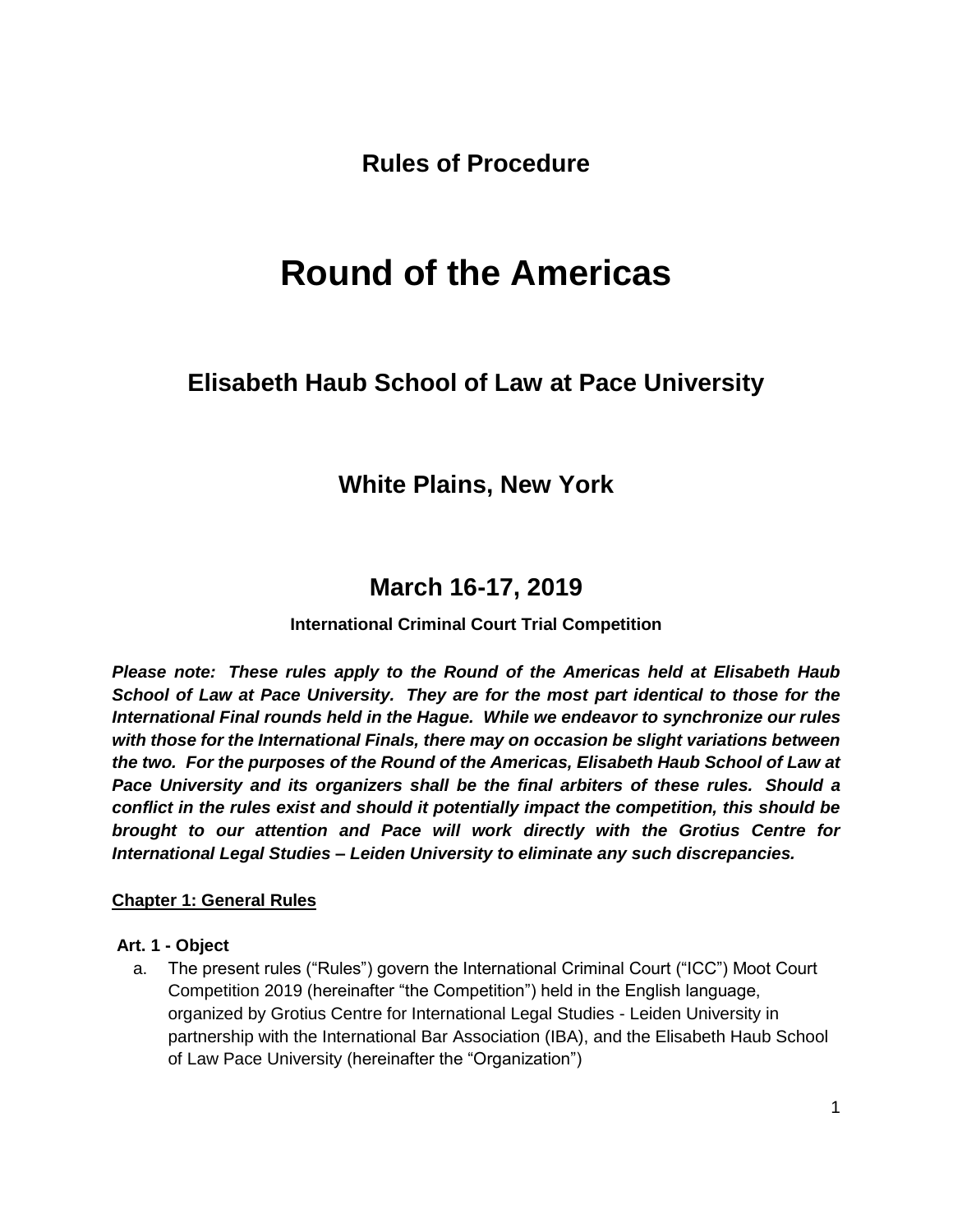# Rules of Procedure

# Round of the Americas

## Elisabeth Haub School of Law at Pace University

## White Plains, New York

## March 16-17, 2019

**International Criminal Court Trial Competition**

***Please note: These rules apply to the Round of the Americas held at Elisabeth Haub School of Law at Pace University. They are for the most part identical to those for the International Final rounds held in the Hague. While we endeavor to synchronize our rules with those for the International Finals, there may on occasion be slight variations between the two. For the purposes of the Round of the Americas, Elisabeth Haub School of Law at Pace University and its organizers shall be the final arbiters of these rules. Should a conflict in the rules exist and should it potentially impact the competition, this should be brought to our attention and Pace will work directly with the Grotius Centre for International Legal Studies – Leiden University to eliminate any such discrepancies.***

### Chapter 1: General Rules

**Art. 1 - Object**

a. The present rules ("Rules") govern the International Criminal Court ("ICC") Moot Court Competition 2019 (hereinafter "the Competition") held in the English language, organized by Grotius Centre for International Legal Studies - Leiden University in partnership with the International Bar Association (IBA), and the Elisabeth Haub School of Law Pace University (hereinafter the "Organization")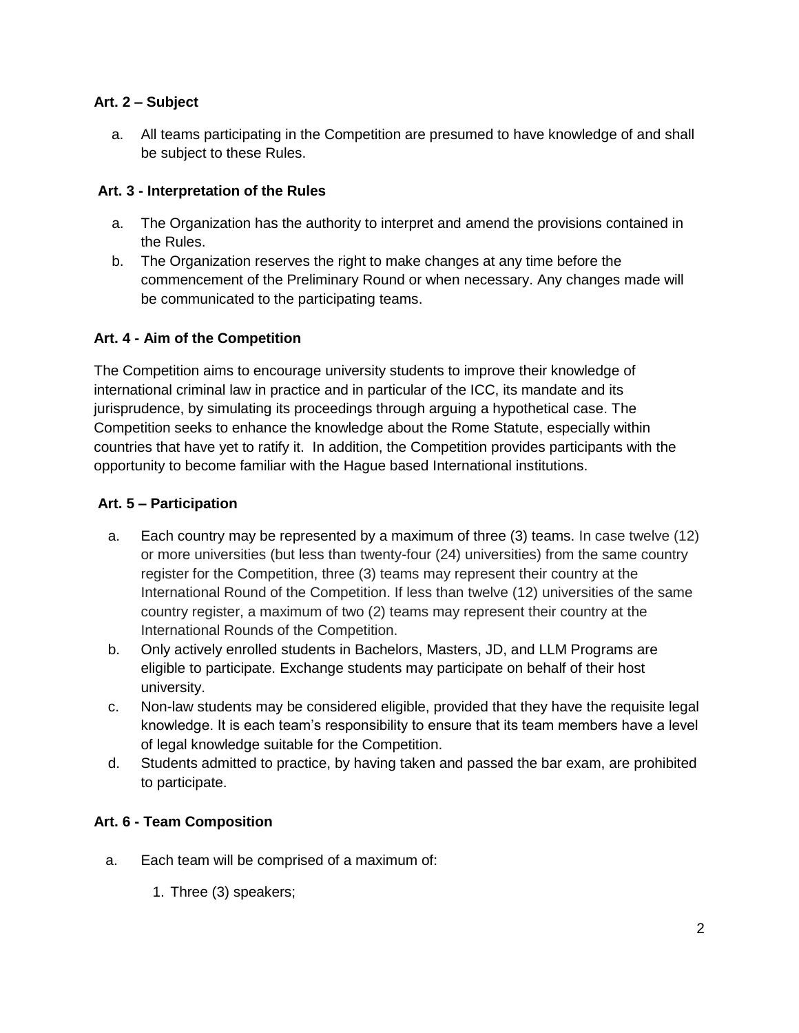**Art. 2 – Subject**

a. All teams participating in the Competition are presumed to have knowledge of and shall be subject to these Rules.

**Art. 3 - Interpretation of the Rules**

a. The Organization has the authority to interpret and amend the provisions contained in the Rules.
b. The Organization reserves the right to make changes at any time before the commencement of the Preliminary Round or when necessary. Any changes made will be communicated to the participating teams.

**Art. 4 - Aim of the Competition**

The Competition aims to encourage university students to improve their knowledge of international criminal law in practice and in particular of the ICC, its mandate and its jurisprudence, by simulating its proceedings through arguing a hypothetical case. The Competition seeks to enhance the knowledge about the Rome Statute, especially within countries that have yet to ratify it. In addition, the Competition provides participants with the opportunity to become familiar with the Hague based International institutions.

**Art. 5 – Participation**

a. Each country may be represented by a maximum of three (3) teams. In case twelve (12) or more universities (but less than twenty-four (24) universities) from the same country register for the Competition, three (3) teams may represent their country at the International Round of the Competition. If less than twelve (12) universities of the same country register, a maximum of two (2) teams may represent their country at the International Rounds of the Competition.
b. Only actively enrolled students in Bachelors, Masters, JD, and LLM Programs are eligible to participate. Exchange students may participate on behalf of their host university.
c. Non-law students may be considered eligible, provided that they have the requisite legal knowledge. It is each team's responsibility to ensure that its team members have a level of legal knowledge suitable for the Competition.
d. Students admitted to practice, by having taken and passed the bar exam, are prohibited to participate.

**Art. 6 - Team Composition**

a. Each team will be comprised of a maximum of:

   1. Three (3) speakers;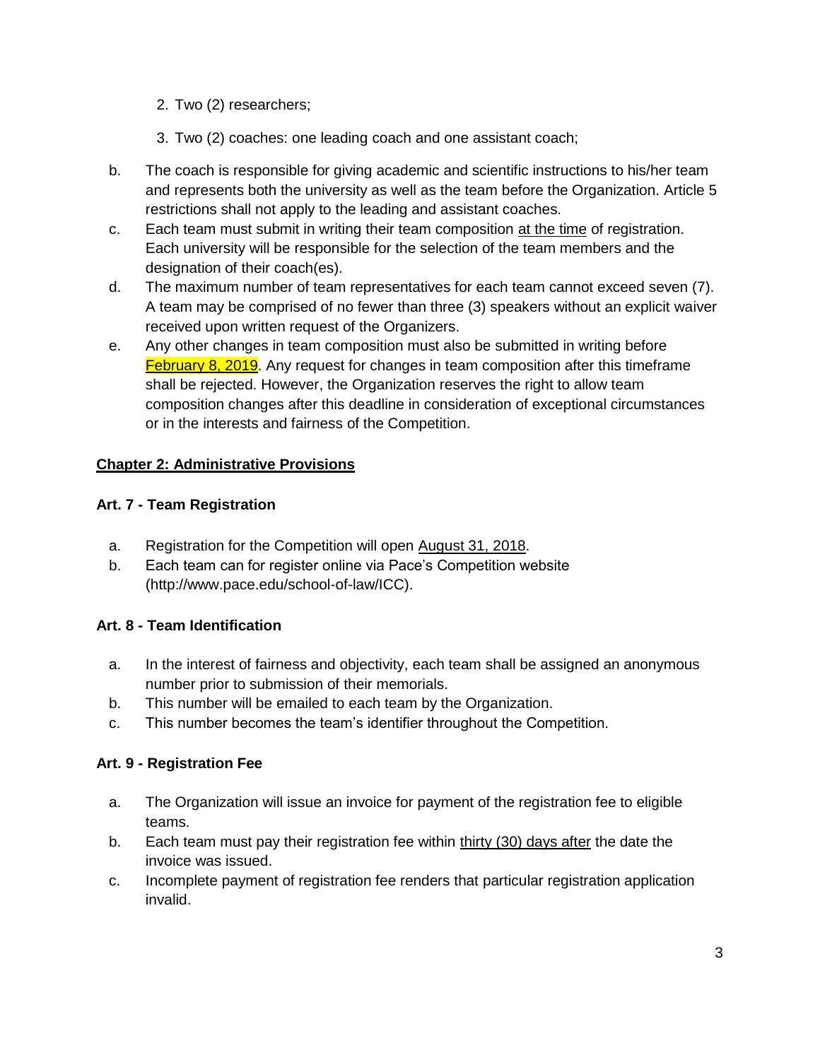2. Two (2) researchers;
3. Two (2) coaches: one leading coach and one assistant coach;

b. The coach is responsible for giving academic and scientific instructions to his/her team and represents both the university as well as the team before the Organization. Article 5 restrictions shall not apply to the leading and assistant coaches.

c. Each team must submit in writing their team composition <u>at the time</u> of registration. Each university will be responsible for the selection of the team members and the designation of their coach(es).

d. The maximum number of team representatives for each team cannot exceed seven (7). A team may be comprised of no fewer than three (3) speakers without an explicit waiver received upon written request of the Organizers.

e. Any other changes in team composition must also be submitted in writing before <u>February 8, 2019</u>. Any request for changes in team composition after this timeframe shall be rejected. However, the Organization reserves the right to allow team composition changes after this deadline in consideration of exceptional circumstances or in the interests and fairness of the Competition.

## <u>Chapter 2: Administrative Provisions</u>

### Art. 7 - Team Registration

a. Registration for the Competition will open <u>August 31, 2018</u>.

b. Each team can for register online via Pace's Competition website (http://www.pace.edu/school-of-law/ICC).

### Art. 8 - Team Identification

a. In the interest of fairness and objectivity, each team shall be assigned an anonymous number prior to submission of their memorials.

b. This number will be emailed to each team by the Organization.

c. This number becomes the team's identifier throughout the Competition.

### Art. 9 - Registration Fee

a. The Organization will issue an invoice for payment of the registration fee to eligible teams.

b. Each team must pay their registration fee within <u>thirty (30) days after</u> the date the invoice was issued.

c. Incomplete payment of registration fee renders that particular registration application invalid.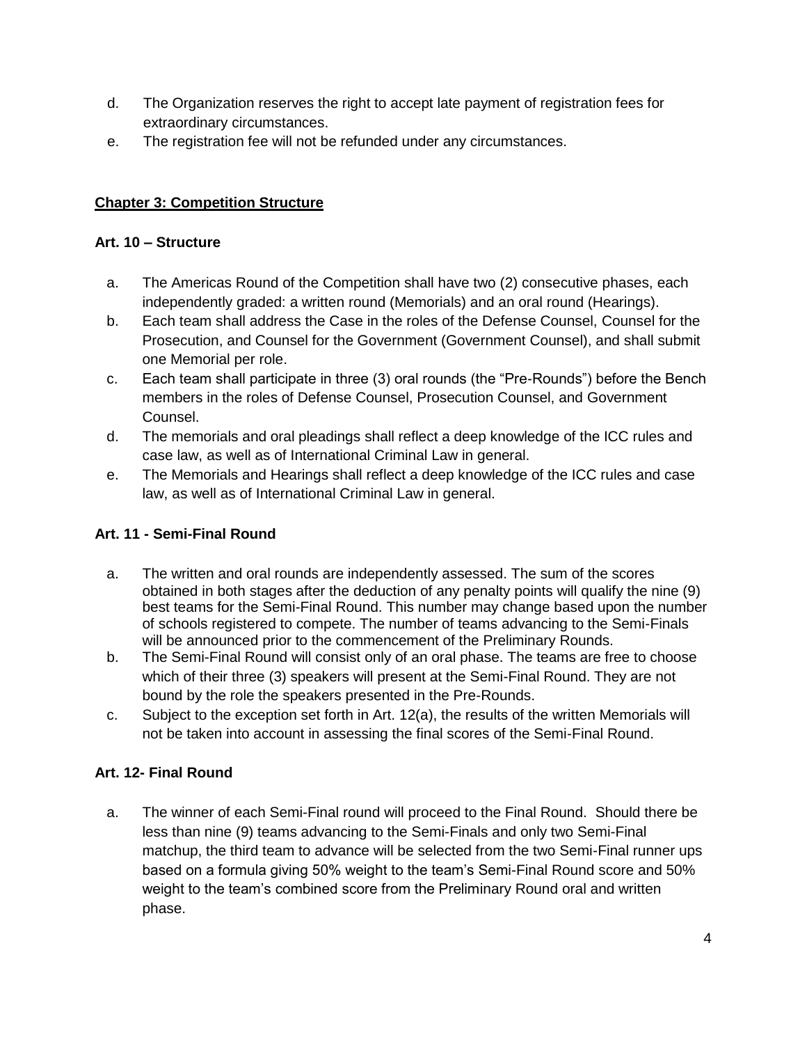d. The Organization reserves the right to accept late payment of registration fees for extraordinary circumstances.
e. The registration fee will not be refunded under any circumstances.

## Chapter 3: Competition Structure

### Art. 10 – Structure

a. The Americas Round of the Competition shall have two (2) consecutive phases, each independently graded: a written round (Memorials) and an oral round (Hearings).
b. Each team shall address the Case in the roles of the Defense Counsel, Counsel for the Prosecution, and Counsel for the Government (Government Counsel), and shall submit one Memorial per role.
c. Each team shall participate in three (3) oral rounds (the "Pre-Rounds") before the Bench members in the roles of Defense Counsel, Prosecution Counsel, and Government Counsel.
d. The memorials and oral pleadings shall reflect a deep knowledge of the ICC rules and case law, as well as of International Criminal Law in general.
e. The Memorials and Hearings shall reflect a deep knowledge of the ICC rules and case law, as well as of International Criminal Law in general.

### Art. 11 - Semi-Final Round

a. The written and oral rounds are independently assessed. The sum of the scores obtained in both stages after the deduction of any penalty points will qualify the nine (9) best teams for the Semi-Final Round. This number may change based upon the number of schools registered to compete. The number of teams advancing to the Semi-Finals will be announced prior to the commencement of the Preliminary Rounds.
b. The Semi-Final Round will consist only of an oral phase. The teams are free to choose which of their three (3) speakers will present at the Semi-Final Round. They are not bound by the role the speakers presented in the Pre-Rounds.
c. Subject to the exception set forth in Art. 12(a), the results of the written Memorials will not be taken into account in assessing the final scores of the Semi-Final Round.

### Art. 12- Final Round

a. The winner of each Semi-Final round will proceed to the Final Round. Should there be less than nine (9) teams advancing to the Semi-Finals and only two Semi-Final matchup, the third team to advance will be selected from the two Semi-Final runner ups based on a formula giving 50% weight to the team's Semi-Final Round score and 50% weight to the team's combined score from the Preliminary Round oral and written phase.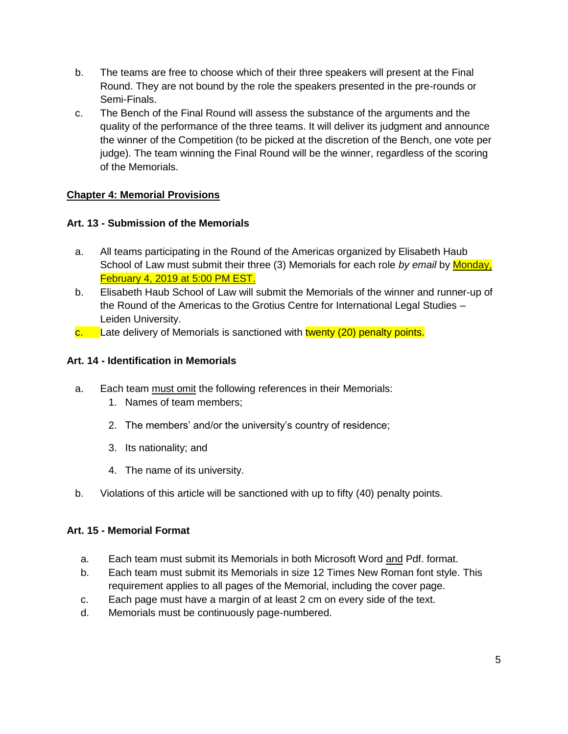b. The teams are free to choose which of their three speakers will present at the Final Round. They are not bound by the role the speakers presented in the pre-rounds or Semi-Finals.

c. The Bench of the Final Round will assess the substance of the arguments and the quality of the performance of the three teams. It will deliver its judgment and announce the winner of the Competition (to be picked at the discretion of the Bench, one vote per judge). The team winning the Final Round will be the winner, regardless of the scoring of the Memorials.

## Chapter 4: Memorial Provisions

### Art. 13 - Submission of the Memorials

a. All teams participating in the Round of the Americas organized by Elisabeth Haub School of Law must submit their three (3) Memorials for each role *by email* by Monday, February 4, 2019 at 5:00 PM EST.

b. Elisabeth Haub School of Law will submit the Memorials of the winner and runner-up of the Round of the Americas to the Grotius Centre for International Legal Studies – Leiden University.

c. Late delivery of Memorials is sanctioned with twenty (20) penalty points.

### Art. 14 - Identification in Memorials

a. Each team must omit the following references in their Memorials:
   1. Names of team members;
   2. The members' and/or the university's country of residence;
   3. Its nationality; and
   4. The name of its university.

b. Violations of this article will be sanctioned with up to fifty (40) penalty points.

### Art. 15 - Memorial Format

a. Each team must submit its Memorials in both Microsoft Word and Pdf. format.

b. Each team must submit its Memorials in size 12 Times New Roman font style. This requirement applies to all pages of the Memorial, including the cover page.

c. Each page must have a margin of at least 2 cm on every side of the text.

d. Memorials must be continuously page-numbered.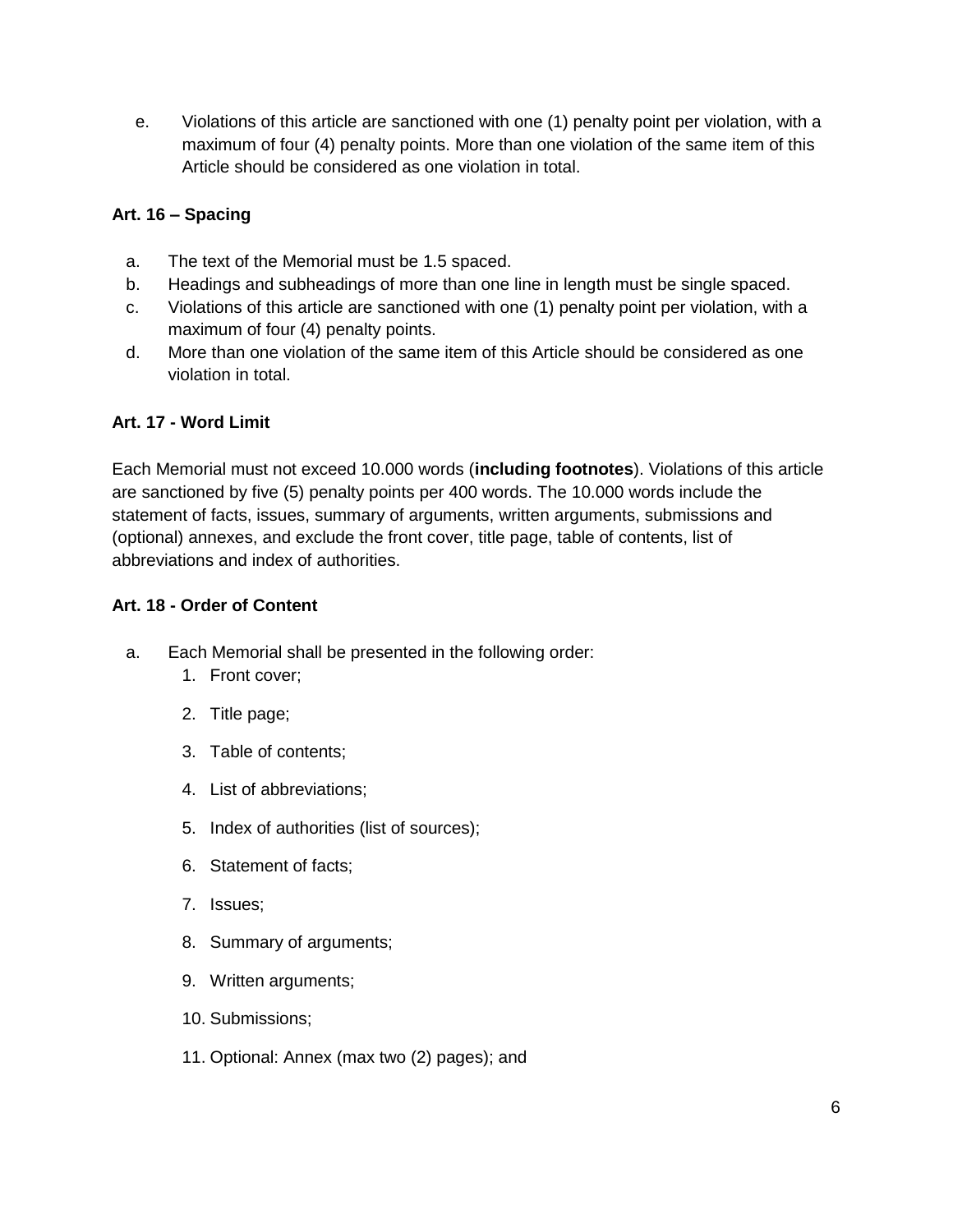e. Violations of this article are sanctioned with one (1) penalty point per violation, with a maximum of four (4) penalty points. More than one violation of the same item of this Article should be considered as one violation in total.

**Art. 16 – Spacing**

a. The text of the Memorial must be 1.5 spaced.
b. Headings and subheadings of more than one line in length must be single spaced.
c. Violations of this article are sanctioned with one (1) penalty point per violation, with a maximum of four (4) penalty points.
d. More than one violation of the same item of this Article should be considered as one violation in total.

**Art. 17 - Word Limit**

Each Memorial must not exceed 10.000 words (**including footnotes**). Violations of this article are sanctioned by five (5) penalty points per 400 words. The 10.000 words include the statement of facts, issues, summary of arguments, written arguments, submissions and (optional) annexes, and exclude the front cover, title page, table of contents, list of abbreviations and index of authorities.

**Art. 18 - Order of Content**

a. Each Memorial shall be presented in the following order:
   1. Front cover;
   2. Title page;
   3. Table of contents;
   4. List of abbreviations;
   5. Index of authorities (list of sources);
   6. Statement of facts;
   7. Issues;
   8. Summary of arguments;
   9. Written arguments;
   10. Submissions;
   11. Optional: Annex (max two (2) pages); and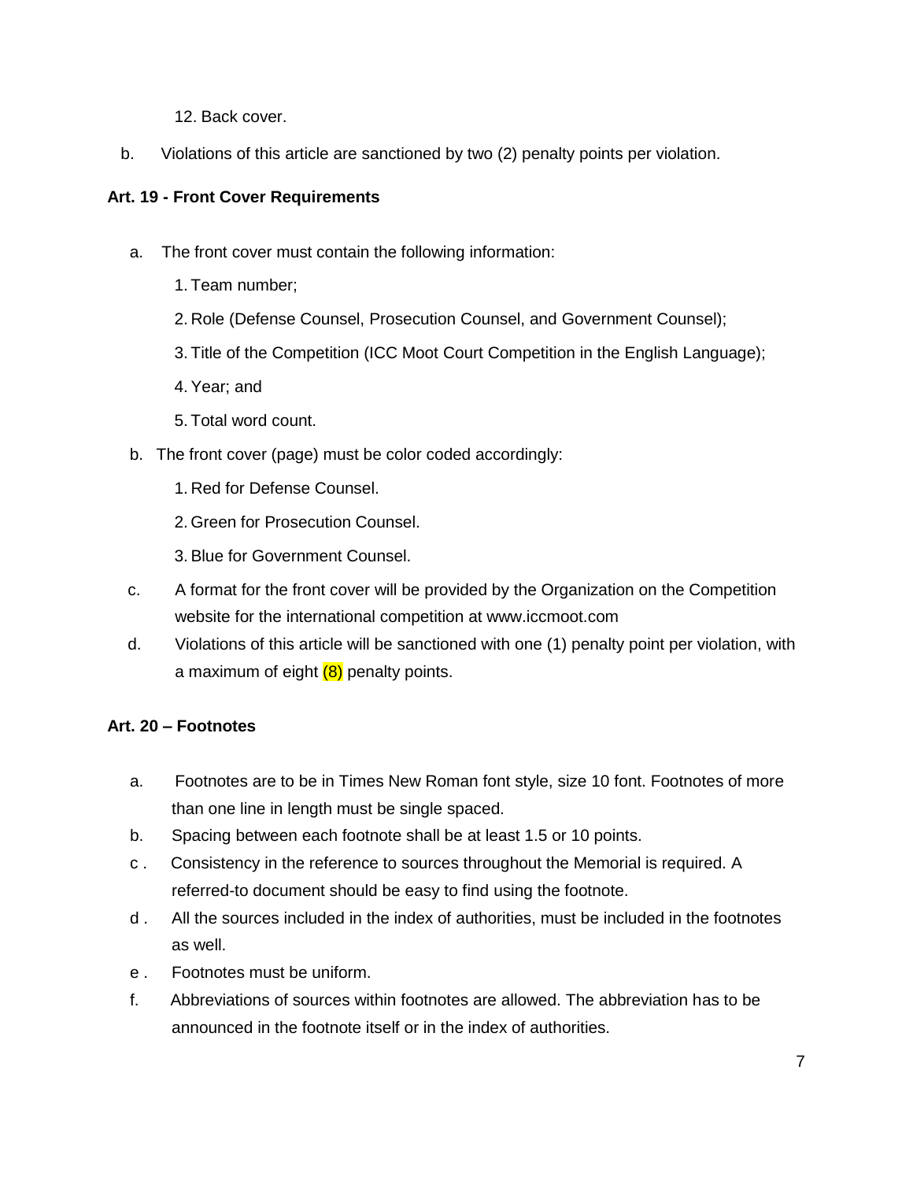12. Back cover.

b. Violations of this article are sanctioned by two (2) penalty points per violation.

**Art. 19 - Front Cover Requirements**

a. The front cover must contain the following information:

   1. Team number;
   2. Role (Defense Counsel, Prosecution Counsel, and Government Counsel);
   3. Title of the Competition (ICC Moot Court Competition in the English Language);
   4. Year; and
   5. Total word count.

b. The front cover (page) must be color coded accordingly:

   1. Red for Defense Counsel.
   2. Green for Prosecution Counsel.
   3. Blue for Government Counsel.

c. A format for the front cover will be provided by the Organization on the Competition website for the international competition at www.iccmoot.com

d. Violations of this article will be sanctioned with one (1) penalty point per violation, with a maximum of eight (8) penalty points.

**Art. 20 – Footnotes**

a. Footnotes are to be in Times New Roman font style, size 10 font. Footnotes of more than one line in length must be single spaced.

b. Spacing between each footnote shall be at least 1.5 or 10 points.

c. Consistency in the reference to sources throughout the Memorial is required. A referred-to document should be easy to find using the footnote.

d. All the sources included in the index of authorities, must be included in the footnotes as well.

e. Footnotes must be uniform.

f. Abbreviations of sources within footnotes are allowed. The abbreviation has to be announced in the footnote itself or in the index of authorities.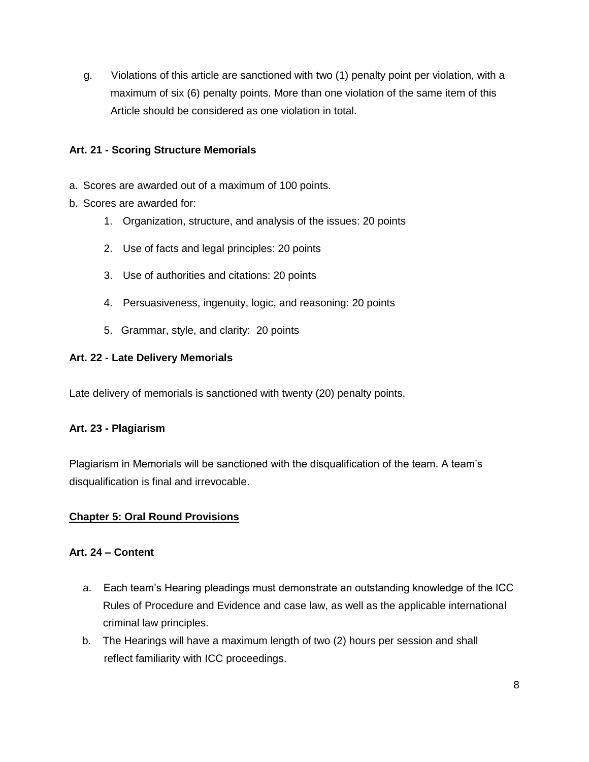g. Violations of this article are sanctioned with two (1) penalty point per violation, with a maximum of six (6) penalty points. More than one violation of the same item of this Article should be considered as one violation in total.

**Art. 21 - Scoring Structure Memorials**

a. Scores are awarded out of a maximum of 100 points.
b. Scores are awarded for:
    1. Organization, structure, and analysis of the issues: 20 points
    2. Use of facts and legal principles: 20 points
    3. Use of authorities and citations: 20 points
    4. Persuasiveness, ingenuity, logic, and reasoning: 20 points
    5. Grammar, style, and clarity: 20 points

**Art. 22 - Late Delivery Memorials**

Late delivery of memorials is sanctioned with twenty (20) penalty points.

**Art. 23 - Plagiarism**

Plagiarism in Memorials will be sanctioned with the disqualification of the team. A team's disqualification is final and irrevocable.

**<u>Chapter 5: Oral Round Provisions</u>**

**Art. 24 – Content**

a. Each team's Hearing pleadings must demonstrate an outstanding knowledge of the ICC Rules of Procedure and Evidence and case law, as well as the applicable international criminal law principles.
b. The Hearings will have a maximum length of two (2) hours per session and shall reflect familiarity with ICC proceedings.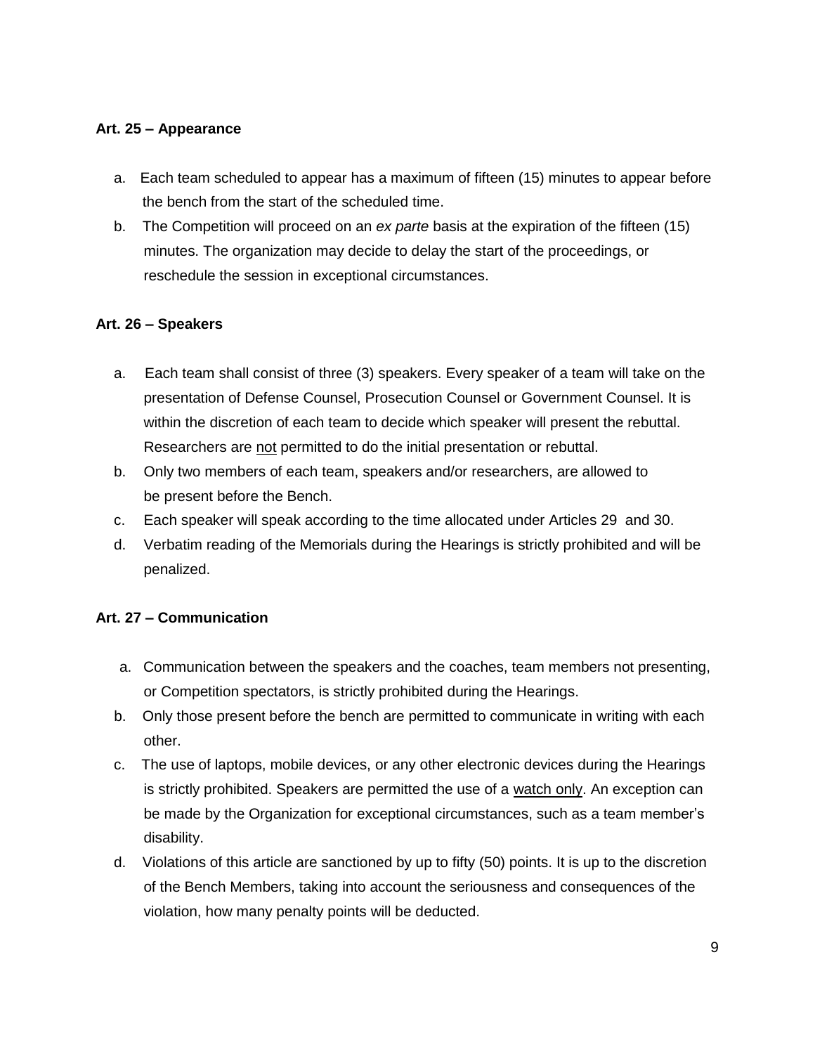**Art. 25 – Appearance**

a. Each team scheduled to appear has a maximum of fifteen (15) minutes to appear before the bench from the start of the scheduled time.
b. The Competition will proceed on an *ex parte* basis at the expiration of the fifteen (15) minutes. The organization may decide to delay the start of the proceedings, or reschedule the session in exceptional circumstances.

**Art. 26 – Speakers**

a. Each team shall consist of three (3) speakers. Every speaker of a team will take on the presentation of Defense Counsel, Prosecution Counsel or Government Counsel. It is within the discretion of each team to decide which speaker will present the rebuttal. Researchers are <u>not</u> permitted to do the initial presentation or rebuttal.
b. Only two members of each team, speakers and/or researchers, are allowed to be present before the Bench.
c. Each speaker will speak according to the time allocated under Articles 29 and 30.
d. Verbatim reading of the Memorials during the Hearings is strictly prohibited and will be penalized.

**Art. 27 – Communication**

a. Communication between the speakers and the coaches, team members not presenting, or Competition spectators, is strictly prohibited during the Hearings.
b. Only those present before the bench are permitted to communicate in writing with each other.
c. The use of laptops, mobile devices, or any other electronic devices during the Hearings is strictly prohibited. Speakers are permitted the use of a <u>watch only</u>. An exception can be made by the Organization for exceptional circumstances, such as a team member's disability.
d. Violations of this article are sanctioned by up to fifty (50) points. It is up to the discretion of the Bench Members, taking into account the seriousness and consequences of the violation, how many penalty points will be deducted.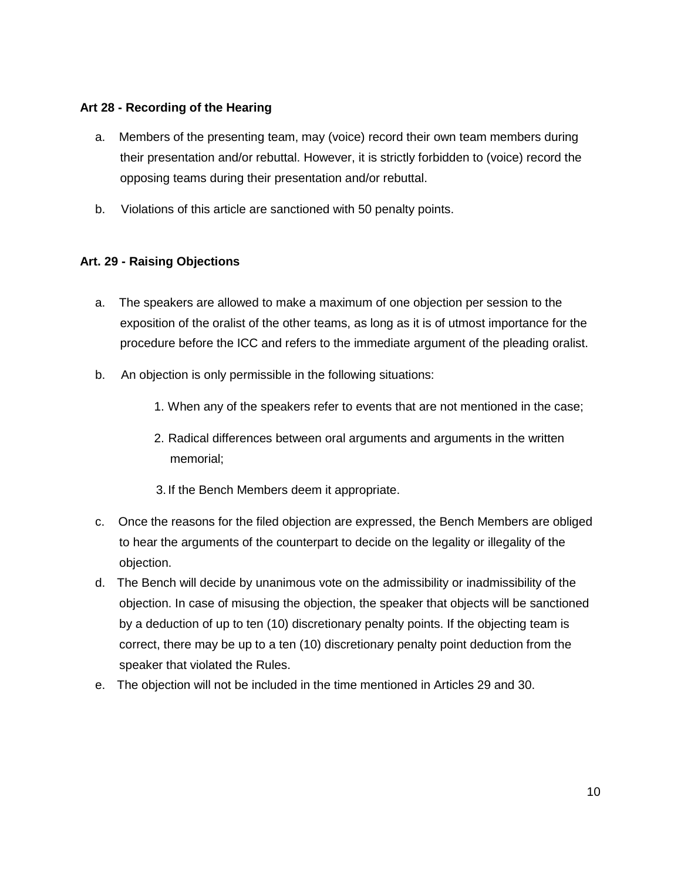### Art 28 - Recording of the Hearing

a. Members of the presenting team, may (voice) record their own team members during their presentation and/or rebuttal. However, it is strictly forbidden to (voice) record the opposing teams during their presentation and/or rebuttal.

b. Violations of this article are sanctioned with 50 penalty points.

### Art. 29 - Raising Objections

a. The speakers are allowed to make a maximum of one objection per session to the exposition of the oralist of the other teams, as long as it is of utmost importance for the procedure before the ICC and refers to the immediate argument of the pleading oralist.

b. An objection is only permissible in the following situations:

   1. When any of the speakers refer to events that are not mentioned in the case;
   2. Radical differences between oral arguments and arguments in the written memorial;
   3. If the Bench Members deem it appropriate.

c. Once the reasons for the filed objection are expressed, the Bench Members are obliged to hear the arguments of the counterpart to decide on the legality or illegality of the objection.

d. The Bench will decide by unanimous vote on the admissibility or inadmissibility of the objection. In case of misusing the objection, the speaker that objects will be sanctioned by a deduction of up to ten (10) discretionary penalty points. If the objecting team is correct, there may be up to a ten (10) discretionary penalty point deduction from the speaker that violated the Rules.

e. The objection will not be included in the time mentioned in Articles 29 and 30.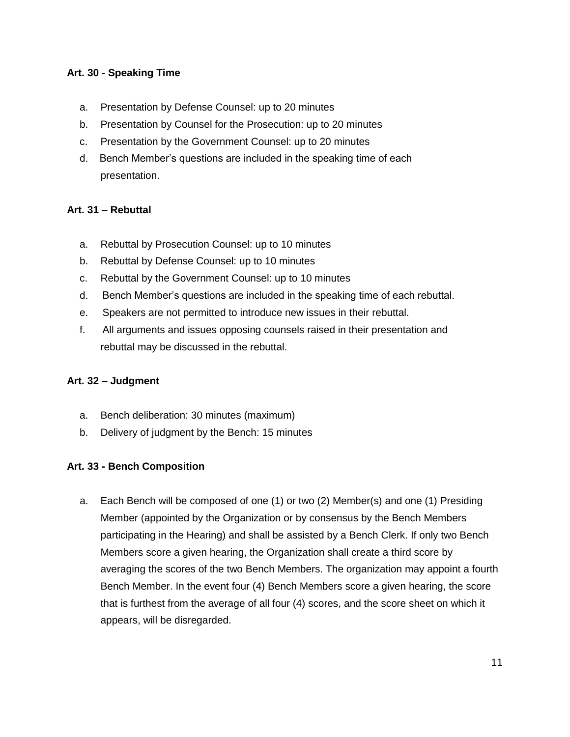**Art. 30 - Speaking Time**

a. Presentation by Defense Counsel: up to 20 minutes
b. Presentation by Counsel for the Prosecution: up to 20 minutes
c. Presentation by the Government Counsel: up to 20 minutes
d. Bench Member's questions are included in the speaking time of each presentation.

**Art. 31 – Rebuttal**

a. Rebuttal by Prosecution Counsel: up to 10 minutes
b. Rebuttal by Defense Counsel: up to 10 minutes
c. Rebuttal by the Government Counsel: up to 10 minutes
d. Bench Member's questions are included in the speaking time of each rebuttal.
e. Speakers are not permitted to introduce new issues in their rebuttal.
f. All arguments and issues opposing counsels raised in their presentation and rebuttal may be discussed in the rebuttal.

**Art. 32 – Judgment**

a. Bench deliberation: 30 minutes (maximum)
b. Delivery of judgment by the Bench: 15 minutes

**Art. 33 - Bench Composition**

a. Each Bench will be composed of one (1) or two (2) Member(s) and one (1) Presiding Member (appointed by the Organization or by consensus by the Bench Members participating in the Hearing) and shall be assisted by a Bench Clerk. If only two Bench Members score a given hearing, the Organization shall create a third score by averaging the scores of the two Bench Members. The organization may appoint a fourth Bench Member. In the event four (4) Bench Members score a given hearing, the score that is furthest from the average of all four (4) scores, and the score sheet on which it appears, will be disregarded.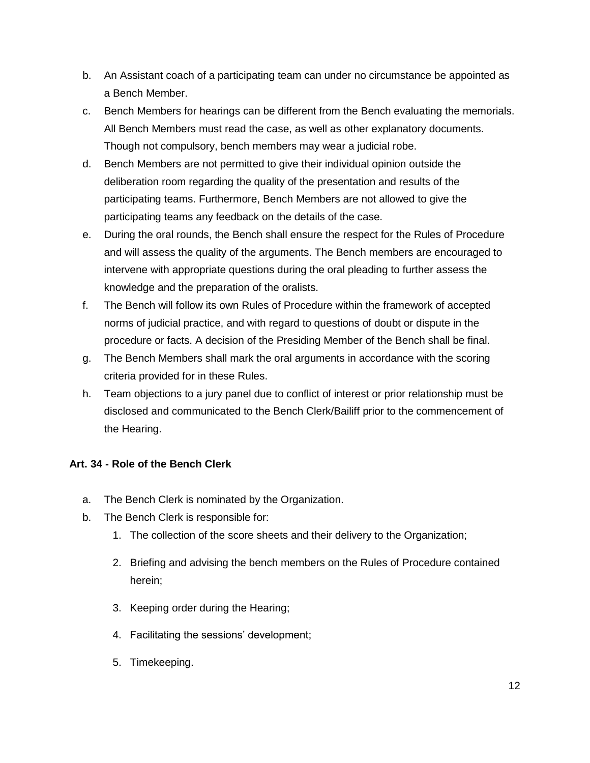b. An Assistant coach of a participating team can under no circumstance be appointed as a Bench Member.

c. Bench Members for hearings can be different from the Bench evaluating the memorials. All Bench Members must read the case, as well as other explanatory documents. Though not compulsory, bench members may wear a judicial robe.

d. Bench Members are not permitted to give their individual opinion outside the deliberation room regarding the quality of the presentation and results of the participating teams. Furthermore, Bench Members are not allowed to give the participating teams any feedback on the details of the case.

e. During the oral rounds, the Bench shall ensure the respect for the Rules of Procedure and will assess the quality of the arguments. The Bench members are encouraged to intervene with appropriate questions during the oral pleading to further assess the knowledge and the preparation of the oralists.

f. The Bench will follow its own Rules of Procedure within the framework of accepted norms of judicial practice, and with regard to questions of doubt or dispute in the procedure or facts. A decision of the Presiding Member of the Bench shall be final.

g. The Bench Members shall mark the oral arguments in accordance with the scoring criteria provided for in these Rules.

h. Team objections to a jury panel due to conflict of interest or prior relationship must be disclosed and communicated to the Bench Clerk/Bailiff prior to the commencement of the Hearing.

**Art. 34 - Role of the Bench Clerk**

a. The Bench Clerk is nominated by the Organization.

b. The Bench Clerk is responsible for:

   1. The collection of the score sheets and their delivery to the Organization;
   2. Briefing and advising the bench members on the Rules of Procedure contained herein;
   3. Keeping order during the Hearing;
   4. Facilitating the sessions' development;
   5. Timekeeping.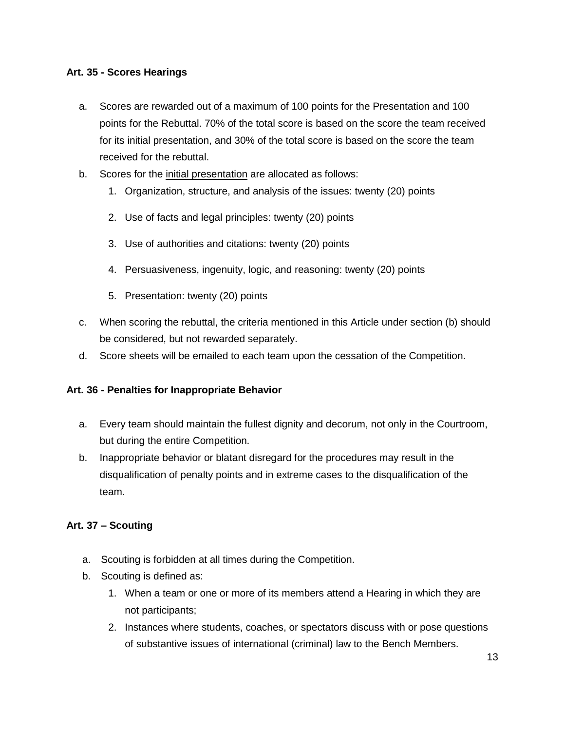**Art. 35 - Scores Hearings**

a. Scores are rewarded out of a maximum of 100 points for the Presentation and 100 points for the Rebuttal. 70% of the total score is based on the score the team received for its initial presentation, and 30% of the total score is based on the score the team received for the rebuttal.
b. Scores for the <u>initial presentation</u> are allocated as follows:
    1. Organization, structure, and analysis of the issues: twenty (20) points
    2. Use of facts and legal principles: twenty (20) points
    3. Use of authorities and citations: twenty (20) points
    4. Persuasiveness, ingenuity, logic, and reasoning: twenty (20) points
    5. Presentation: twenty (20) points
c. When scoring the rebuttal, the criteria mentioned in this Article under section (b) should be considered, but not rewarded separately.
d. Score sheets will be emailed to each team upon the cessation of the Competition.

**Art. 36 - Penalties for Inappropriate Behavior**

a. Every team should maintain the fullest dignity and decorum, not only in the Courtroom, but during the entire Competition.
b. Inappropriate behavior or blatant disregard for the procedures may result in the disqualification of penalty points and in extreme cases to the disqualification of the team.

**Art. 37 – Scouting**

a. Scouting is forbidden at all times during the Competition.
b. Scouting is defined as:
    1. When a team or one or more of its members attend a Hearing in which they are not participants;
    2. Instances where students, coaches, or spectators discuss with or pose questions of substantive issues of international (criminal) law to the Bench Members.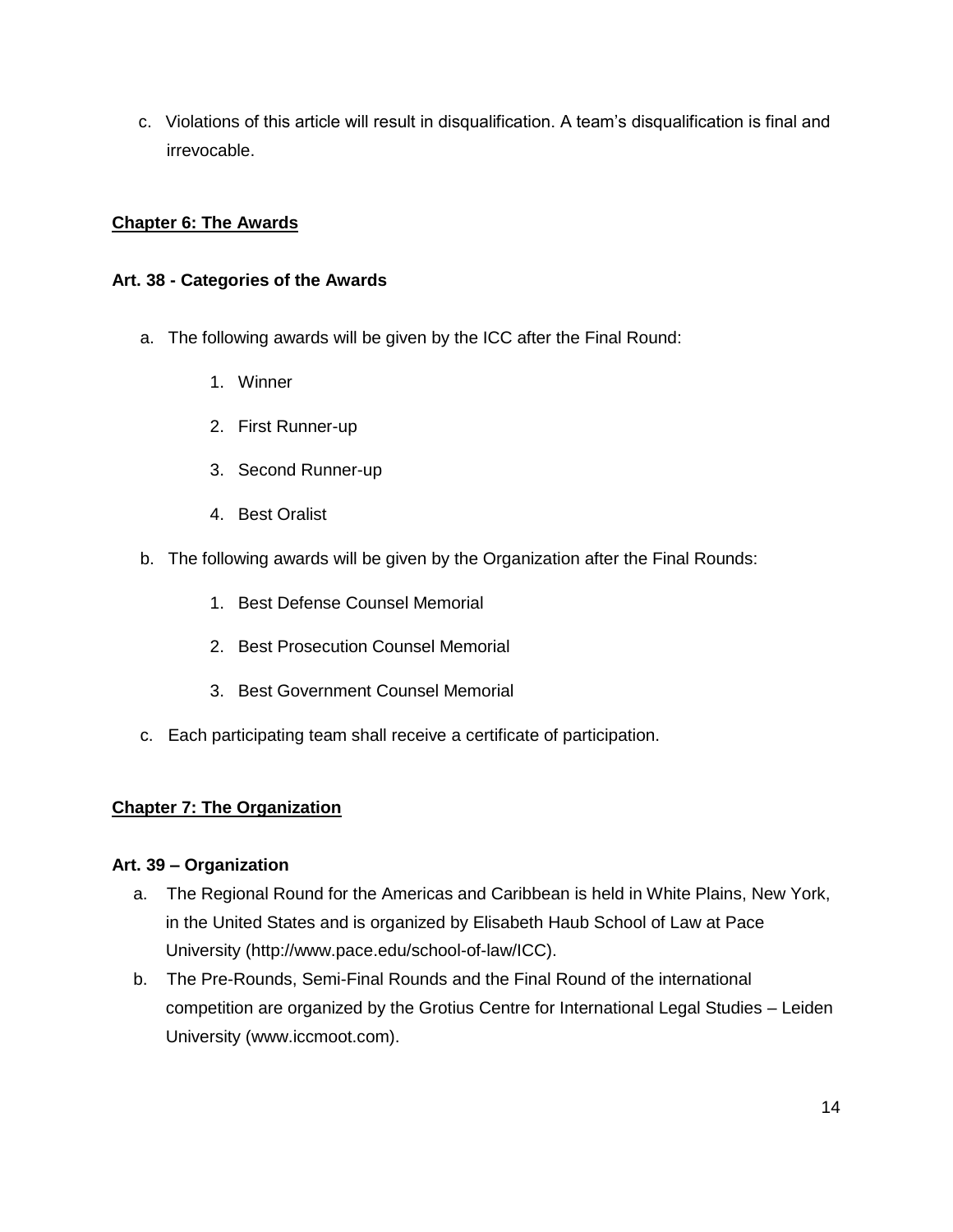c. Violations of this article will result in disqualification. A team's disqualification is final and irrevocable.

## Chapter 6: The Awards

### Art. 38 - Categories of the Awards

a. The following awards will be given by the ICC after the Final Round:

   1. Winner
   2. First Runner-up
   3. Second Runner-up
   4. Best Oralist

b. The following awards will be given by the Organization after the Final Rounds:

   1. Best Defense Counsel Memorial
   2. Best Prosecution Counsel Memorial
   3. Best Government Counsel Memorial

c. Each participating team shall receive a certificate of participation.

## Chapter 7: The Organization

### Art. 39 – Organization

a. The Regional Round for the Americas and Caribbean is held in White Plains, New York, in the United States and is organized by Elisabeth Haub School of Law at Pace University (http://www.pace.edu/school-of-law/ICC).

b. The Pre-Rounds, Semi-Final Rounds and the Final Round of the international competition are organized by the Grotius Centre for International Legal Studies – Leiden University (www.iccmoot.com).